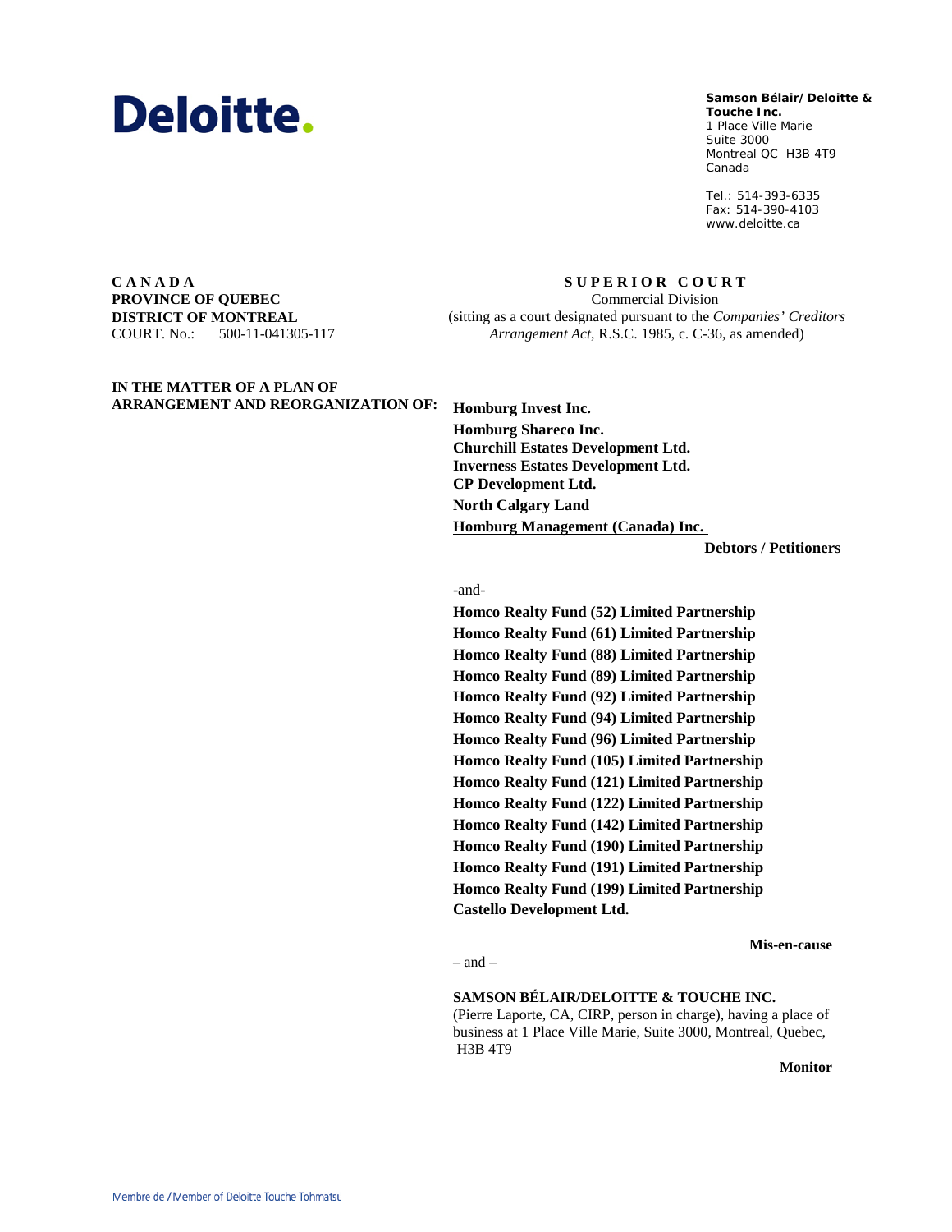# Deloitte.

**Samson Bélair/Deloitte & Touche Inc.**
1 Place Ville Marie
Suite 3000
Montreal QC H3B 4T9
Canada

Tel.: 514-393-6335
Fax: 514-390-4103
www.deloitte.ca

**CANADA**
**PROVINCE OF QUEBEC**
**DISTRICT OF MONTREAL**
COURT. No.: 500-11-041305-117

**SUPERIOR COURT**
Commercial Division
(sitting as a court designated pursuant to the *Companies' Creditors Arrangement Act*, R.S.C. 1985, c. C-36, as amended)

**IN THE MATTER OF A PLAN OF ARRANGEMENT AND REORGANIZATION OF:**

**Homburg Invest Inc.**
**Homburg Shareco Inc.**
**Churchill Estates Development Ltd.**
**Inverness Estates Development Ltd.**
**CP Development Ltd.**
**North Calgary Land**
**Homburg Management (Canada) Inc.**

**Debtors / Petitioners**

-and-

**Homco Realty Fund (52) Limited Partnership**
**Homco Realty Fund (61) Limited Partnership**
**Homco Realty Fund (88) Limited Partnership**
**Homco Realty Fund (89) Limited Partnership**
**Homco Realty Fund (92) Limited Partnership**
**Homco Realty Fund (94) Limited Partnership**
**Homco Realty Fund (96) Limited Partnership**
**Homco Realty Fund (105) Limited Partnership**
**Homco Realty Fund (121) Limited Partnership**
**Homco Realty Fund (122) Limited Partnership**
**Homco Realty Fund (142) Limited Partnership**
**Homco Realty Fund (190) Limited Partnership**
**Homco Realty Fund (191) Limited Partnership**
**Homco Realty Fund (199) Limited Partnership**
**Castello Development Ltd.**

**Mis-en-cause**

– and –

**SAMSON BÉLAIR/DELOITTE & TOUCHE INC.**
(Pierre Laporte, CA, CIRP, person in charge), having a place of business at 1 Place Ville Marie, Suite 3000, Montreal, Quebec, H3B 4T9

**Monitor**

Membre de / Member of Deloitte Touche Tohmatsu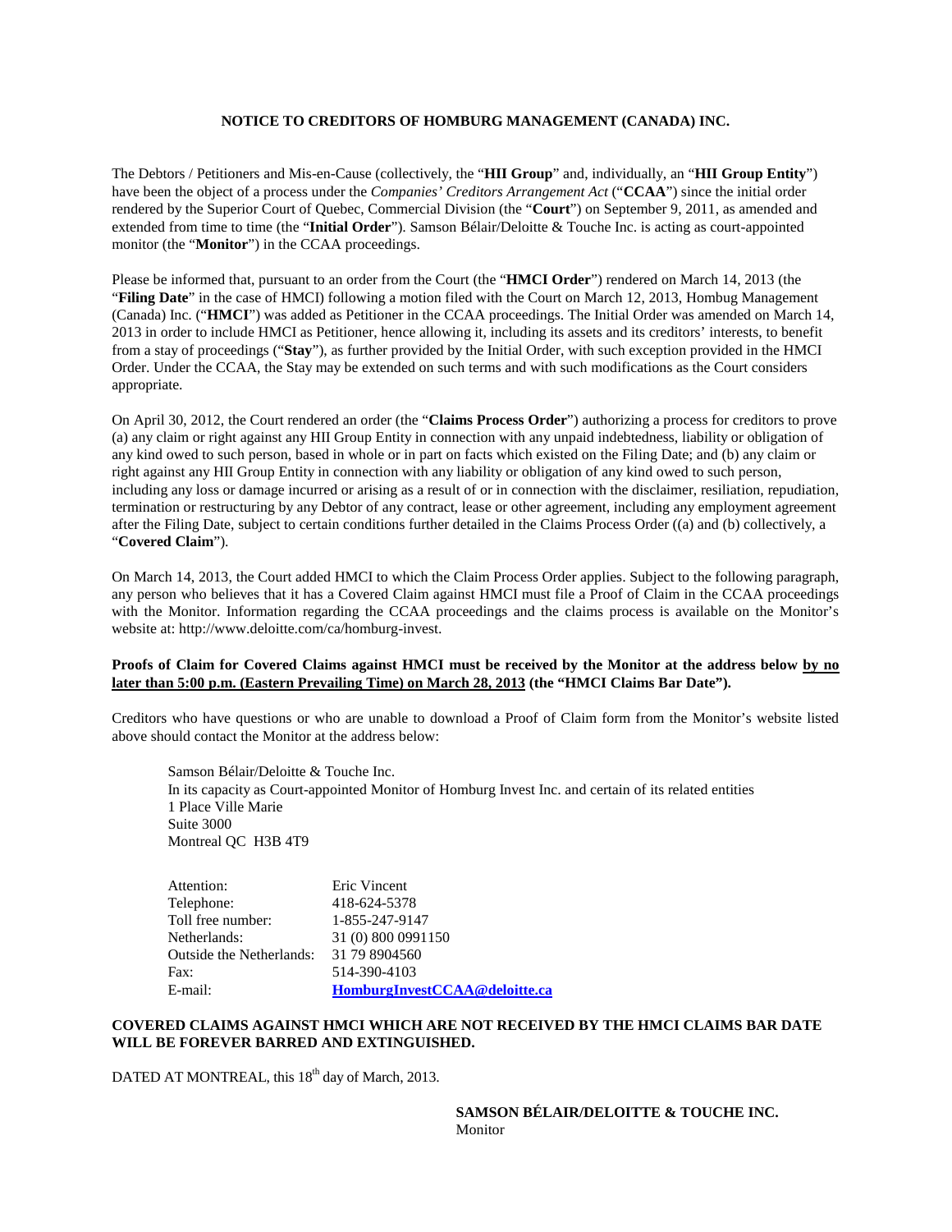**NOTICE TO CREDITORS OF HOMBURG MANAGEMENT (CANADA) INC.**

The Debtors / Petitioners and Mis-en-Cause (collectively, the "**HII Group**" and, individually, an "**HII Group Entity**") have been the object of a process under the *Companies' Creditors Arrangement Act* ("**CCAA**") since the initial order rendered by the Superior Court of Quebec, Commercial Division (the "**Court**") on September 9, 2011, as amended and extended from time to time (the "**Initial Order**"). Samson Bélair/Deloitte & Touche Inc. is acting as court-appointed monitor (the "**Monitor**") in the CCAA proceedings.

Please be informed that, pursuant to an order from the Court (the "**HMCI Order**") rendered on March 14, 2013 (the "**Filing Date**" in the case of HMCI) following a motion filed with the Court on March 12, 2013, Hombug Management (Canada) Inc. ("**HMCI**") was added as Petitioner in the CCAA proceedings. The Initial Order was amended on March 14, 2013 in order to include HMCI as Petitioner, hence allowing it, including its assets and its creditors' interests, to benefit from a stay of proceedings ("**Stay**"), as further provided by the Initial Order, with such exception provided in the HMCI Order. Under the CCAA, the Stay may be extended on such terms and with such modifications as the Court considers appropriate.

On April 30, 2012, the Court rendered an order (the "**Claims Process Order**") authorizing a process for creditors to prove (a) any claim or right against any HII Group Entity in connection with any unpaid indebtedness, liability or obligation of any kind owed to such person, based in whole or in part on facts which existed on the Filing Date; and (b) any claim or right against any HII Group Entity in connection with any liability or obligation of any kind owed to such person, including any loss or damage incurred or arising as a result of or in connection with the disclaimer, resiliation, repudiation, termination or restructuring by any Debtor of any contract, lease or other agreement, including any employment agreement after the Filing Date, subject to certain conditions further detailed in the Claims Process Order ((a) and (b) collectively, a "**Covered Claim**").

On March 14, 2013, the Court added HMCI to which the Claim Process Order applies. Subject to the following paragraph, any person who believes that it has a Covered Claim against HMCI must file a Proof of Claim in the CCAA proceedings with the Monitor. Information regarding the CCAA proceedings and the claims process is available on the Monitor's website at: http://www.deloitte.com/ca/homburg-invest.

**Proofs of Claim for Covered Claims against HMCI must be received by the Monitor at the address below <u>by no later than 5:00 p.m. (Eastern Prevailing Time) on March 28, 2013</u> (the "HMCI Claims Bar Date").**

Creditors who have questions or who are unable to download a Proof of Claim form from the Monitor's website listed above should contact the Monitor at the address below:

Samson Bélair/Deloitte & Touche Inc.
In its capacity as Court-appointed Monitor of Homburg Invest Inc. and certain of its related entities
1 Place Ville Marie
Suite 3000
Montreal QC H3B 4T9

| | |
|---|---|
| Attention: | Eric Vincent |
| Telephone: | 418-624-5378 |
| Toll free number: | 1-855-247-9147 |
| Netherlands: | 31 (0) 800 0991150 |
| Outside the Netherlands: | 31 79 8904560 |
| Fax: | 514-390-4103 |
| E-mail: | **HomburgInvestCCAA@deloitte.ca** |

**COVERED CLAIMS AGAINST HMCI WHICH ARE NOT RECEIVED BY THE HMCI CLAIMS BAR DATE WILL BE FOREVER BARRED AND EXTINGUISHED.**

DATED AT MONTREAL, this 18th day of March, 2013.

**SAMSON BÉLAIR/DELOITTE & TOUCHE INC.**
Monitor